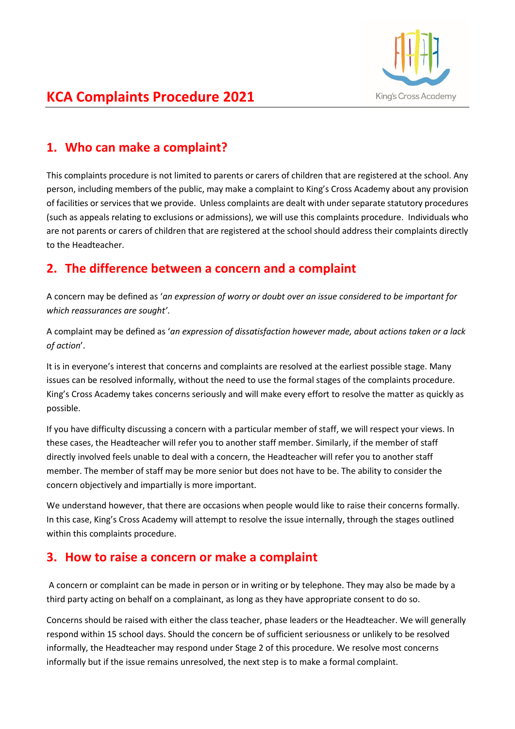# KCA Complaints Procedure 2021

## 1. Who can make a complaint?

This complaints procedure is not limited to parents or carers of children that are registered at the school. Any person, including members of the public, may make a complaint to King's Cross Academy about any provision of facilities or services that we provide. Unless complaints are dealt with under separate statutory procedures (such as appeals relating to exclusions or admissions), we will use this complaints procedure. Individuals who are not parents or carers of children that are registered at the school should address their complaints directly to the Headteacher.

## 2. The difference between a concern and a complaint

A concern may be defined as '*an expression of worry or doubt over an issue considered to be important for which reassurances are sought'*.

A complaint may be defined as '*an expression of dissatisfaction however made, about actions taken or a lack of action*'.

It is in everyone's interest that concerns and complaints are resolved at the earliest possible stage. Many issues can be resolved informally, without the need to use the formal stages of the complaints procedure. King's Cross Academy takes concerns seriously and will make every effort to resolve the matter as quickly as possible.

If you have difficulty discussing a concern with a particular member of staff, we will respect your views. In these cases, the Headteacher will refer you to another staff member. Similarly, if the member of staff directly involved feels unable to deal with a concern, the Headteacher will refer you to another staff member. The member of staff may be more senior but does not have to be. The ability to consider the concern objectively and impartially is more important.

We understand however, that there are occasions when people would like to raise their concerns formally. In this case, King's Cross Academy will attempt to resolve the issue internally, through the stages outlined within this complaints procedure.

## 3. How to raise a concern or make a complaint

A concern or complaint can be made in person or in writing or by telephone. They may also be made by a third party acting on behalf on a complainant, as long as they have appropriate consent to do so.

Concerns should be raised with either the class teacher, phase leaders or the Headteacher. We will generally respond within 15 school days. Should the concern be of sufficient seriousness or unlikely to be resolved informally, the Headteacher may respond under Stage 2 of this procedure. We resolve most concerns informally but if the issue remains unresolved, the next step is to make a formal complaint.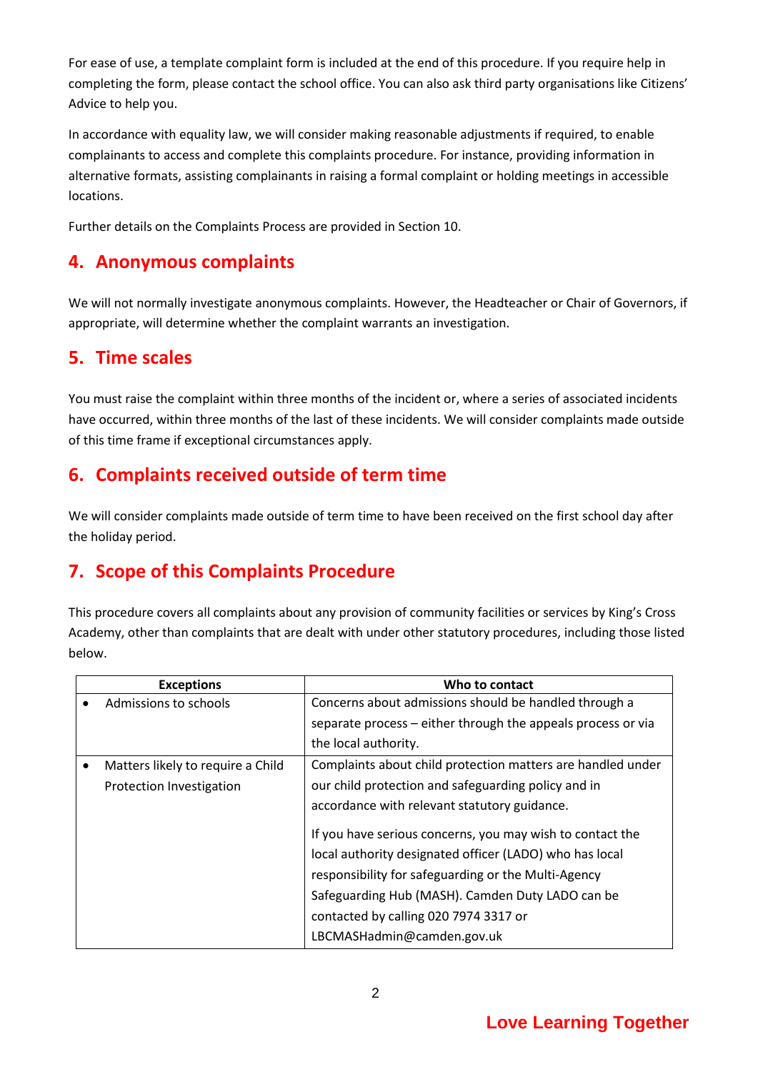For ease of use, a template complaint form is included at the end of this procedure. If you require help in completing the form, please contact the school office. You can also ask third party organisations like Citizens' Advice to help you.

In accordance with equality law, we will consider making reasonable adjustments if required, to enable complainants to access and complete this complaints procedure. For instance, providing information in alternative formats, assisting complainants in raising a formal complaint or holding meetings in accessible locations.

Further details on the Complaints Process are provided in Section 10.

## 4. Anonymous complaints

We will not normally investigate anonymous complaints. However, the Headteacher or Chair of Governors, if appropriate, will determine whether the complaint warrants an investigation.

## 5. Time scales

You must raise the complaint within three months of the incident or, where a series of associated incidents have occurred, within three months of the last of these incidents. We will consider complaints made outside of this time frame if exceptional circumstances apply.

## 6. Complaints received outside of term time

We will consider complaints made outside of term time to have been received on the first school day after the holiday period.

## 7. Scope of this Complaints Procedure

This procedure covers all complaints about any provision of community facilities or services by King's Cross Academy, other than complaints that are dealt with under other statutory procedures, including those listed below.

| Exceptions | Who to contact |
|---|---|
| • Admissions to schools | Concerns about admissions should be handled through a separate process – either through the appeals process or via the local authority. |
| • Matters likely to require a Child Protection Investigation | Complaints about child protection matters are handled under our child protection and safeguarding policy and in accordance with relevant statutory guidance.<br><br>If you have serious concerns, you may wish to contact the local authority designated officer (LADO) who has local responsibility for safeguarding or the Multi-Agency Safeguarding Hub (MASH). Camden Duty LADO can be contacted by calling 020 7974 3317 or LBCMASHadmin@camden.gov.uk |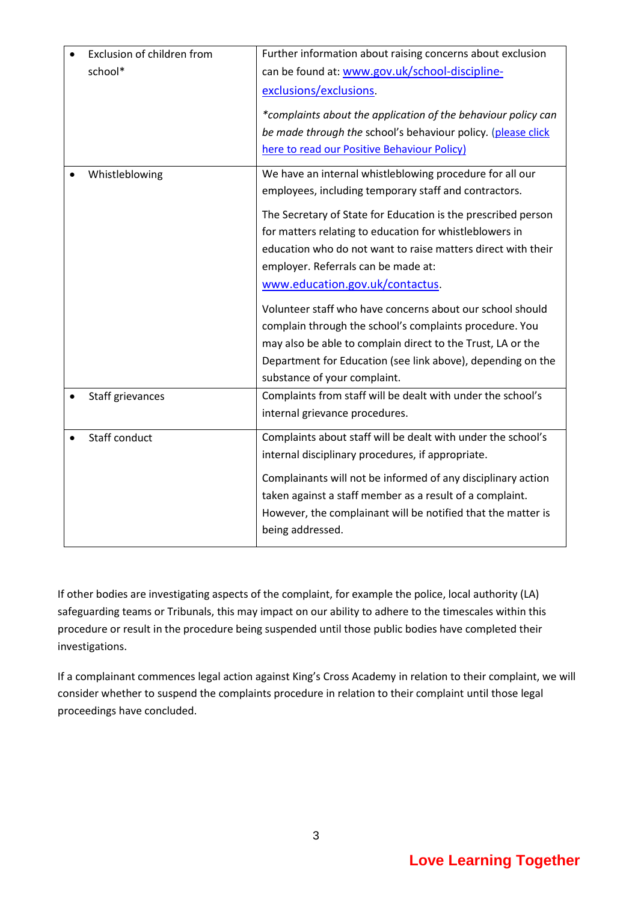| | |
|---|---|
| • Exclusion of children from school* | Further information about raising concerns about exclusion can be found at: [www.gov.uk/school-discipline-exclusions/exclusions](http://www.gov.uk/school-discipline-exclusions/exclusions). <br><br> **\***_complaints about the application of the behaviour policy can be made through the_ school's behaviour policy. (please click here to read our Positive Behaviour Policy) |
| • Whistleblowing | We have an internal whistleblowing procedure for all our employees, including temporary staff and contractors. <br><br> The Secretary of State for Education is the prescribed person for matters relating to education for whistleblowers in education who do not want to raise matters direct with their employer. Referrals can be made at: [www.education.gov.uk/contactus](http://www.education.gov.uk/contactus). <br><br> Volunteer staff who have concerns about our school should complain through the school's complaints procedure. You may also be able to complain direct to the Trust, LA or the Department for Education (see link above), depending on the substance of your complaint. |
| • Staff grievances | Complaints from staff will be dealt with under the school's internal grievance procedures. |
| • Staff conduct | Complaints about staff will be dealt with under the school's internal disciplinary procedures, if appropriate. <br><br> Complainants will not be informed of any disciplinary action taken against a staff member as a result of a complaint. However, the complainant will be notified that the matter is being addressed. |

If other bodies are investigating aspects of the complaint, for example the police, local authority (LA) safeguarding teams or Tribunals, this may impact on our ability to adhere to the timescales within this procedure or result in the procedure being suspended until those public bodies have completed their investigations.

If a complainant commences legal action against King's Cross Academy in relation to their complaint, we will consider whether to suspend the complaints procedure in relation to their complaint until those legal proceedings have concluded.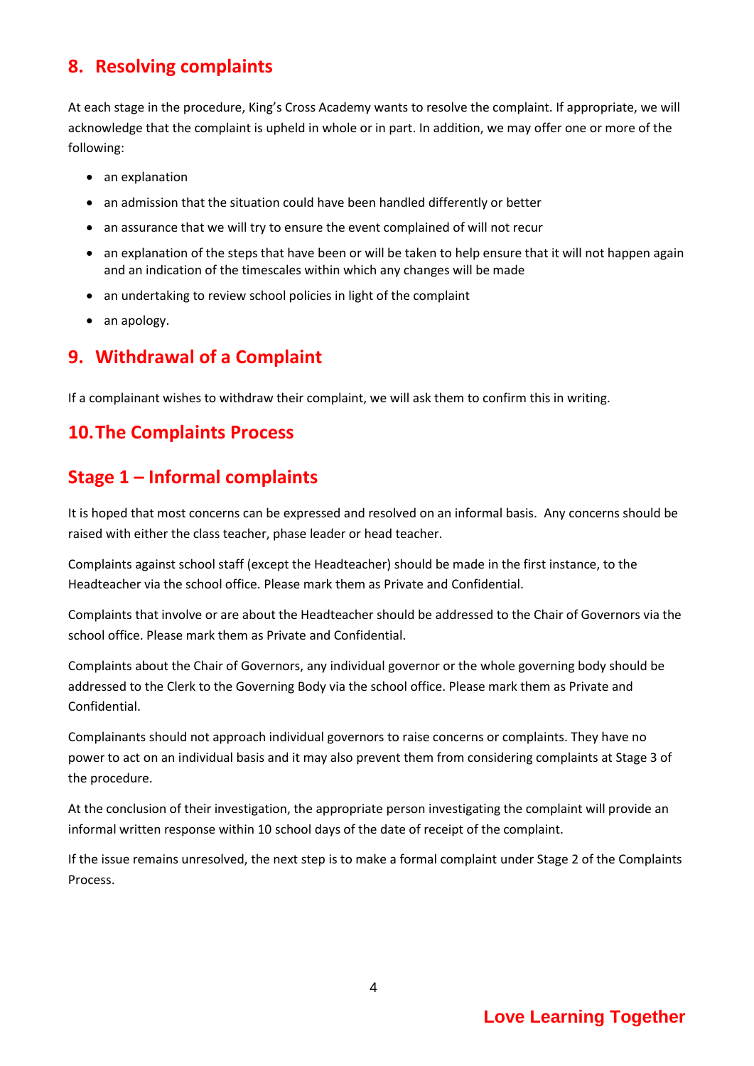## 8. Resolving complaints

At each stage in the procedure, King's Cross Academy wants to resolve the complaint. If appropriate, we will acknowledge that the complaint is upheld in whole or in part. In addition, we may offer one or more of the following:

- an explanation
- an admission that the situation could have been handled differently or better
- an assurance that we will try to ensure the event complained of will not recur
- an explanation of the steps that have been or will be taken to help ensure that it will not happen again and an indication of the timescales within which any changes will be made
- an undertaking to review school policies in light of the complaint
- an apology.

## 9. Withdrawal of a Complaint

If a complainant wishes to withdraw their complaint, we will ask them to confirm this in writing.

## 10. The Complaints Process

## Stage 1 – Informal complaints

It is hoped that most concerns can be expressed and resolved on an informal basis. Any concerns should be raised with either the class teacher, phase leader or head teacher.

Complaints against school staff (except the Headteacher) should be made in the first instance, to the Headteacher via the school office. Please mark them as Private and Confidential.

Complaints that involve or are about the Headteacher should be addressed to the Chair of Governors via the school office. Please mark them as Private and Confidential.

Complaints about the Chair of Governors, any individual governor or the whole governing body should be addressed to the Clerk to the Governing Body via the school office. Please mark them as Private and Confidential.

Complainants should not approach individual governors to raise concerns or complaints. They have no power to act on an individual basis and it may also prevent them from considering complaints at Stage 3 of the procedure.

At the conclusion of their investigation, the appropriate person investigating the complaint will provide an informal written response within 10 school days of the date of receipt of the complaint.

If the issue remains unresolved, the next step is to make a formal complaint under Stage 2 of the Complaints Process.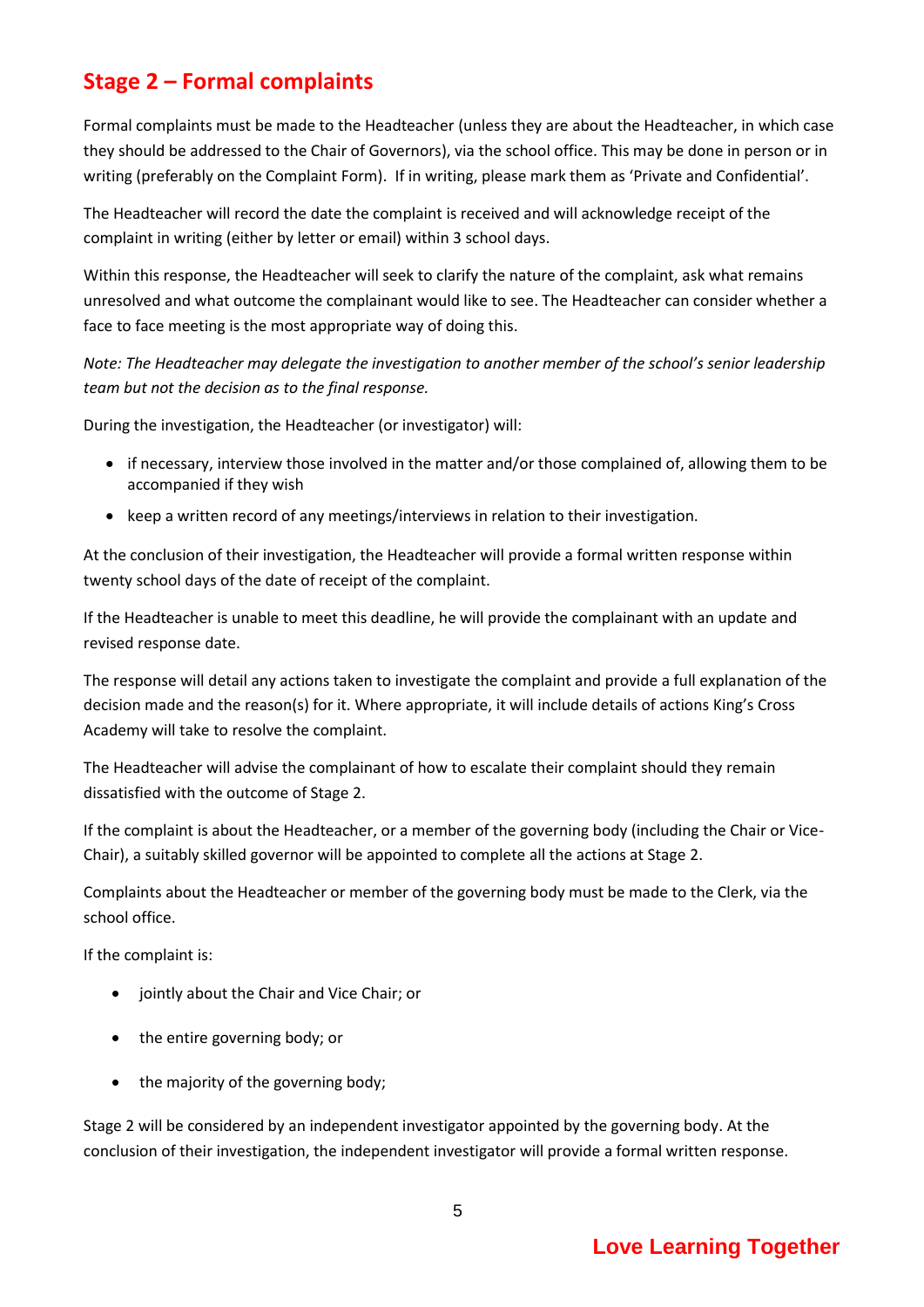## Stage 2 – Formal complaints

Formal complaints must be made to the Headteacher (unless they are about the Headteacher, in which case they should be addressed to the Chair of Governors), via the school office. This may be done in person or in writing (preferably on the Complaint Form). If in writing, please mark them as 'Private and Confidential'.

The Headteacher will record the date the complaint is received and will acknowledge receipt of the complaint in writing (either by letter or email) within 3 school days.

Within this response, the Headteacher will seek to clarify the nature of the complaint, ask what remains unresolved and what outcome the complainant would like to see. The Headteacher can consider whether a face to face meeting is the most appropriate way of doing this.

*Note: The Headteacher may delegate the investigation to another member of the school's senior leadership team but not the decision as to the final response.*

During the investigation, the Headteacher (or investigator) will:

- if necessary, interview those involved in the matter and/or those complained of, allowing them to be accompanied if they wish
- keep a written record of any meetings/interviews in relation to their investigation.

At the conclusion of their investigation, the Headteacher will provide a formal written response within twenty school days of the date of receipt of the complaint.

If the Headteacher is unable to meet this deadline, he will provide the complainant with an update and revised response date.

The response will detail any actions taken to investigate the complaint and provide a full explanation of the decision made and the reason(s) for it. Where appropriate, it will include details of actions King's Cross Academy will take to resolve the complaint.

The Headteacher will advise the complainant of how to escalate their complaint should they remain dissatisfied with the outcome of Stage 2.

If the complaint is about the Headteacher, or a member of the governing body (including the Chair or Vice-Chair), a suitably skilled governor will be appointed to complete all the actions at Stage 2.

Complaints about the Headteacher or member of the governing body must be made to the Clerk, via the school office.

If the complaint is:

- jointly about the Chair and Vice Chair; or
- the entire governing body; or
- the majority of the governing body;

Stage 2 will be considered by an independent investigator appointed by the governing body. At the conclusion of their investigation, the independent investigator will provide a formal written response.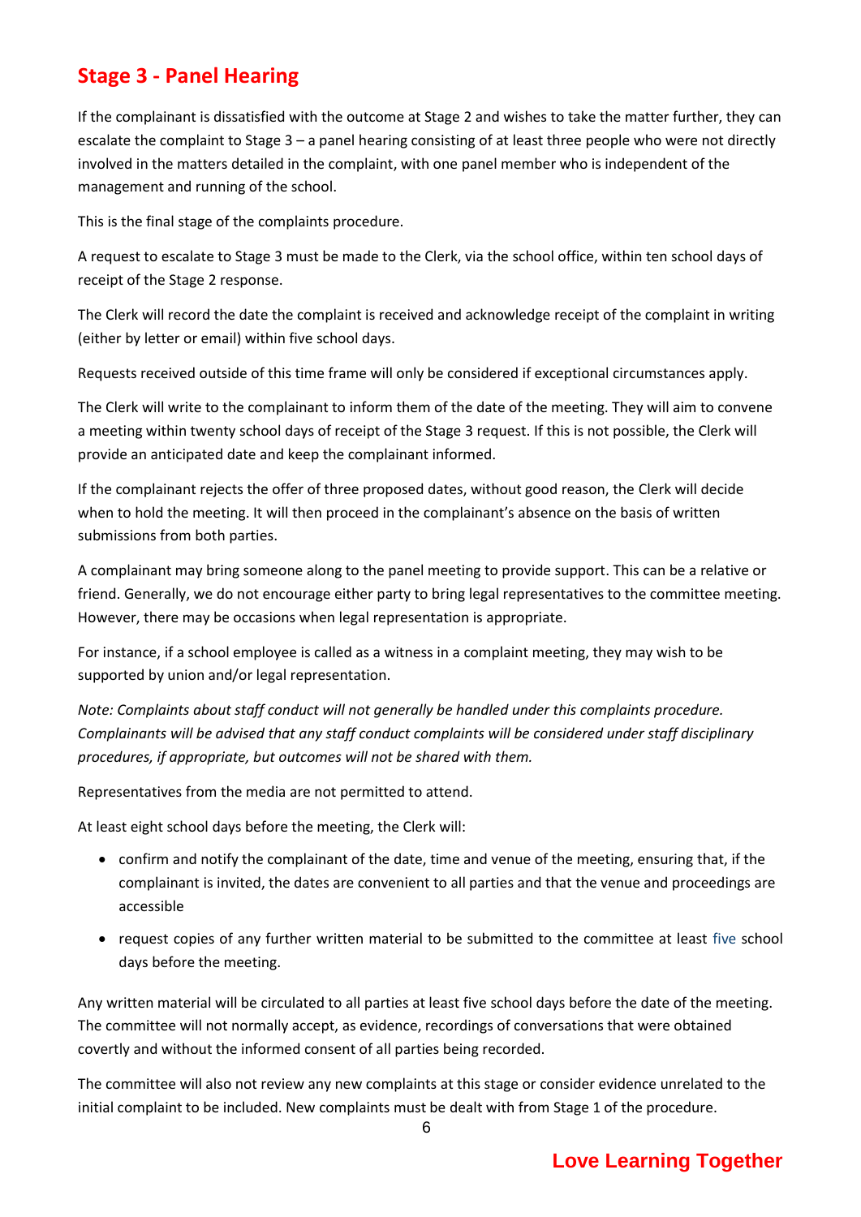## Stage 3 - Panel Hearing

If the complainant is dissatisfied with the outcome at Stage 2 and wishes to take the matter further, they can escalate the complaint to Stage 3 – a panel hearing consisting of at least three people who were not directly involved in the matters detailed in the complaint, with one panel member who is independent of the management and running of the school.

This is the final stage of the complaints procedure.

A request to escalate to Stage 3 must be made to the Clerk, via the school office, within ten school days of receipt of the Stage 2 response.

The Clerk will record the date the complaint is received and acknowledge receipt of the complaint in writing (either by letter or email) within five school days.

Requests received outside of this time frame will only be considered if exceptional circumstances apply.

The Clerk will write to the complainant to inform them of the date of the meeting. They will aim to convene a meeting within twenty school days of receipt of the Stage 3 request. If this is not possible, the Clerk will provide an anticipated date and keep the complainant informed.

If the complainant rejects the offer of three proposed dates, without good reason, the Clerk will decide when to hold the meeting. It will then proceed in the complainant's absence on the basis of written submissions from both parties.

A complainant may bring someone along to the panel meeting to provide support. This can be a relative or friend. Generally, we do not encourage either party to bring legal representatives to the committee meeting. However, there may be occasions when legal representation is appropriate.

For instance, if a school employee is called as a witness in a complaint meeting, they may wish to be supported by union and/or legal representation.

*Note: Complaints about staff conduct will not generally be handled under this complaints procedure. Complainants will be advised that any staff conduct complaints will be considered under staff disciplinary procedures, if appropriate, but outcomes will not be shared with them.*

Representatives from the media are not permitted to attend.

At least eight school days before the meeting, the Clerk will:

- confirm and notify the complainant of the date, time and venue of the meeting, ensuring that, if the complainant is invited, the dates are convenient to all parties and that the venue and proceedings are accessible
- request copies of any further written material to be submitted to the committee at least five school days before the meeting.

Any written material will be circulated to all parties at least five school days before the date of the meeting. The committee will not normally accept, as evidence, recordings of conversations that were obtained covertly and without the informed consent of all parties being recorded.

The committee will also not review any new complaints at this stage or consider evidence unrelated to the initial complaint to be included. New complaints must be dealt with from Stage 1 of the procedure.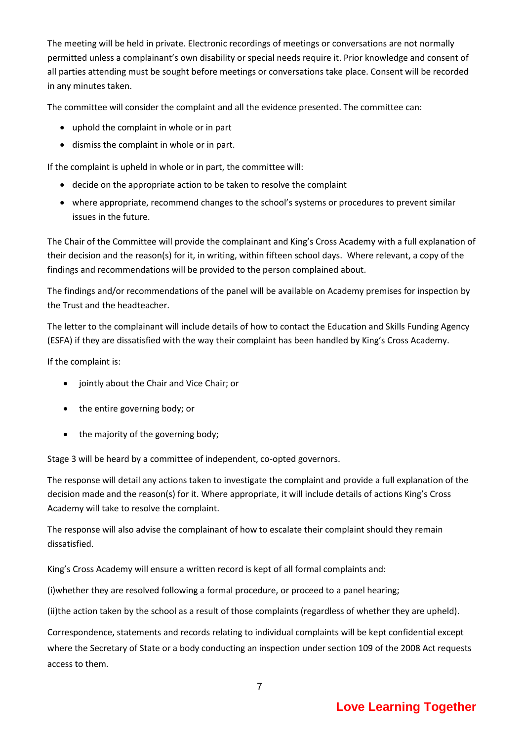The meeting will be held in private. Electronic recordings of meetings or conversations are not normally permitted unless a complainant's own disability or special needs require it. Prior knowledge and consent of all parties attending must be sought before meetings or conversations take place. Consent will be recorded in any minutes taken.

The committee will consider the complaint and all the evidence presented. The committee can:

- uphold the complaint in whole or in part
- dismiss the complaint in whole or in part.

If the complaint is upheld in whole or in part, the committee will:

- decide on the appropriate action to be taken to resolve the complaint
- where appropriate, recommend changes to the school's systems or procedures to prevent similar issues in the future.

The Chair of the Committee will provide the complainant and King's Cross Academy with a full explanation of their decision and the reason(s) for it, in writing, within fifteen school days. Where relevant, a copy of the findings and recommendations will be provided to the person complained about.

The findings and/or recommendations of the panel will be available on Academy premises for inspection by the Trust and the headteacher.

The letter to the complainant will include details of how to contact the Education and Skills Funding Agency (ESFA) if they are dissatisfied with the way their complaint has been handled by King's Cross Academy.

If the complaint is:

- jointly about the Chair and Vice Chair; or
- the entire governing body; or
- the majority of the governing body;

Stage 3 will be heard by a committee of independent, co-opted governors.

The response will detail any actions taken to investigate the complaint and provide a full explanation of the decision made and the reason(s) for it. Where appropriate, it will include details of actions King's Cross Academy will take to resolve the complaint.

The response will also advise the complainant of how to escalate their complaint should they remain dissatisfied.

King's Cross Academy will ensure a written record is kept of all formal complaints and:

(i)whether they are resolved following a formal procedure, or proceed to a panel hearing;

(ii)the action taken by the school as a result of those complaints (regardless of whether they are upheld).

Correspondence, statements and records relating to individual complaints will be kept confidential except where the Secretary of State or a body conducting an inspection under section 109 of the 2008 Act requests access to them.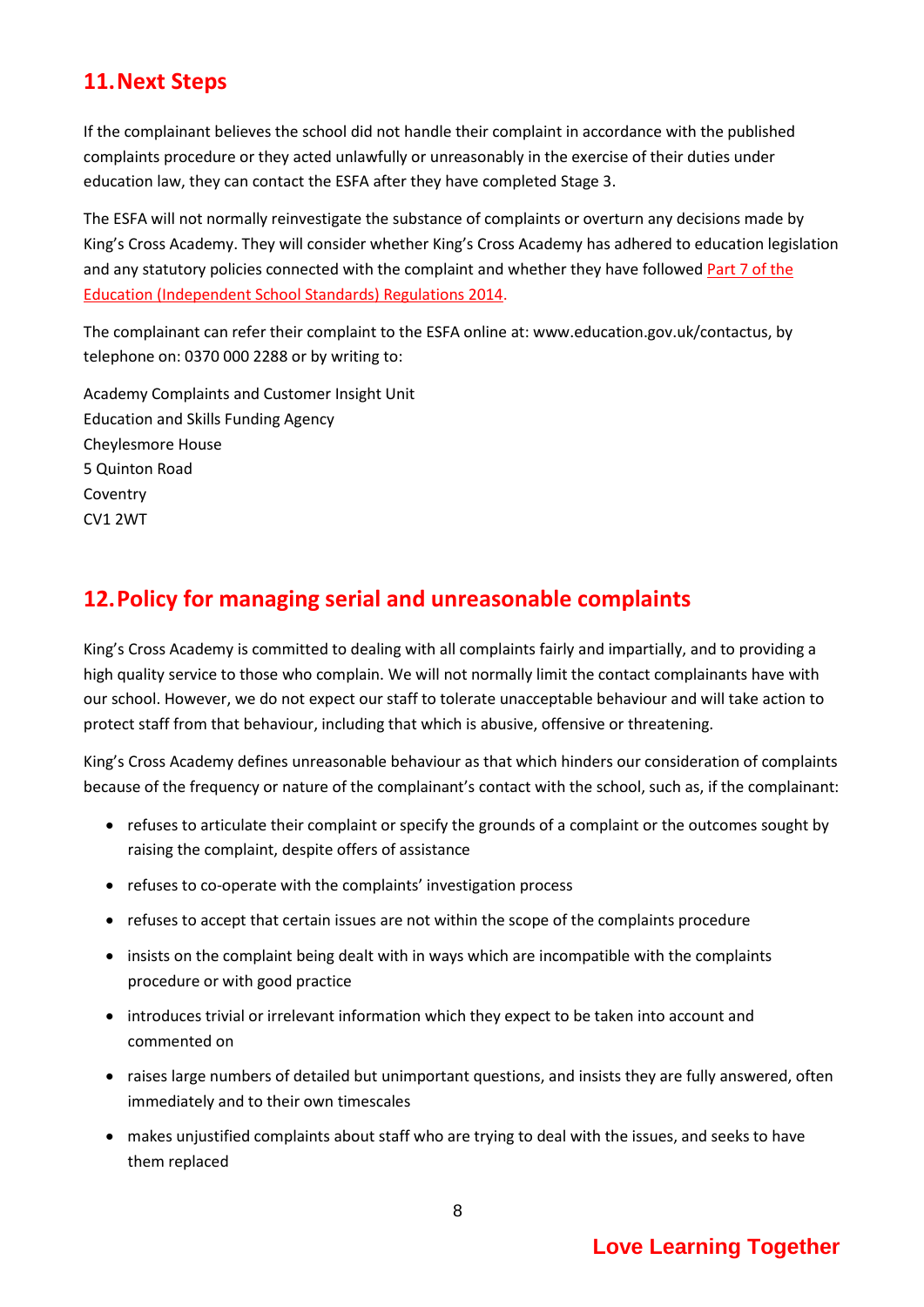## 11. Next Steps

If the complainant believes the school did not handle their complaint in accordance with the published complaints procedure or they acted unlawfully or unreasonably in the exercise of their duties under education law, they can contact the ESFA after they have completed Stage 3.

The ESFA will not normally reinvestigate the substance of complaints or overturn any decisions made by King's Cross Academy. They will consider whether King's Cross Academy has adhered to education legislation and any statutory policies connected with the complaint and whether they have followed Part 7 of the Education (Independent School Standards) Regulations 2014.

The complainant can refer their complaint to the ESFA online at: www.education.gov.uk/contactus, by telephone on: 0370 000 2288 or by writing to:

Academy Complaints and Customer Insight Unit
Education and Skills Funding Agency
Cheylesmore House
5 Quinton Road
Coventry
CV1 2WT

## 12. Policy for managing serial and unreasonable complaints

King's Cross Academy is committed to dealing with all complaints fairly and impartially, and to providing a high quality service to those who complain. We will not normally limit the contact complainants have with our school. However, we do not expect our staff to tolerate unacceptable behaviour and will take action to protect staff from that behaviour, including that which is abusive, offensive or threatening.

King's Cross Academy defines unreasonable behaviour as that which hinders our consideration of complaints because of the frequency or nature of the complainant's contact with the school, such as, if the complainant:

- refuses to articulate their complaint or specify the grounds of a complaint or the outcomes sought by raising the complaint, despite offers of assistance
- refuses to co-operate with the complaints' investigation process
- refuses to accept that certain issues are not within the scope of the complaints procedure
- insists on the complaint being dealt with in ways which are incompatible with the complaints procedure or with good practice
- introduces trivial or irrelevant information which they expect to be taken into account and commented on
- raises large numbers of detailed but unimportant questions, and insists they are fully answered, often immediately and to their own timescales
- makes unjustified complaints about staff who are trying to deal with the issues, and seeks to have them replaced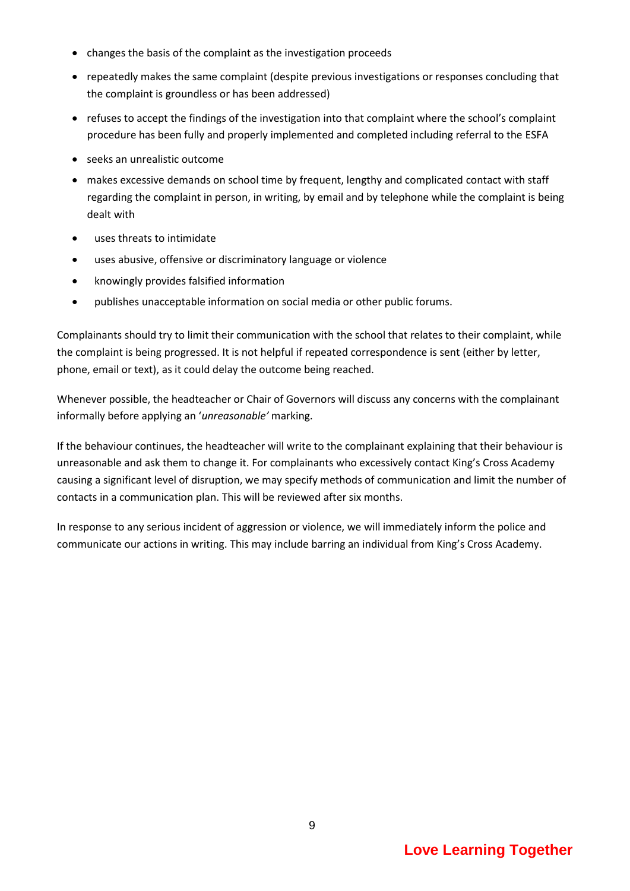- changes the basis of the complaint as the investigation proceeds
- repeatedly makes the same complaint (despite previous investigations or responses concluding that the complaint is groundless or has been addressed)
- refuses to accept the findings of the investigation into that complaint where the school's complaint procedure has been fully and properly implemented and completed including referral to the ESFA
- seeks an unrealistic outcome
- makes excessive demands on school time by frequent, lengthy and complicated contact with staff regarding the complaint in person, in writing, by email and by telephone while the complaint is being dealt with
- uses threats to intimidate
- uses abusive, offensive or discriminatory language or violence
- knowingly provides falsified information
- publishes unacceptable information on social media or other public forums.

Complainants should try to limit their communication with the school that relates to their complaint, while the complaint is being progressed. It is not helpful if repeated correspondence is sent (either by letter, phone, email or text), as it could delay the outcome being reached.

Whenever possible, the headteacher or Chair of Governors will discuss any concerns with the complainant informally before applying an '*unreasonable'* marking.

If the behaviour continues, the headteacher will write to the complainant explaining that their behaviour is unreasonable and ask them to change it. For complainants who excessively contact King's Cross Academy causing a significant level of disruption, we may specify methods of communication and limit the number of contacts in a communication plan. This will be reviewed after six months.

In response to any serious incident of aggression or violence, we will immediately inform the police and communicate our actions in writing. This may include barring an individual from King's Cross Academy.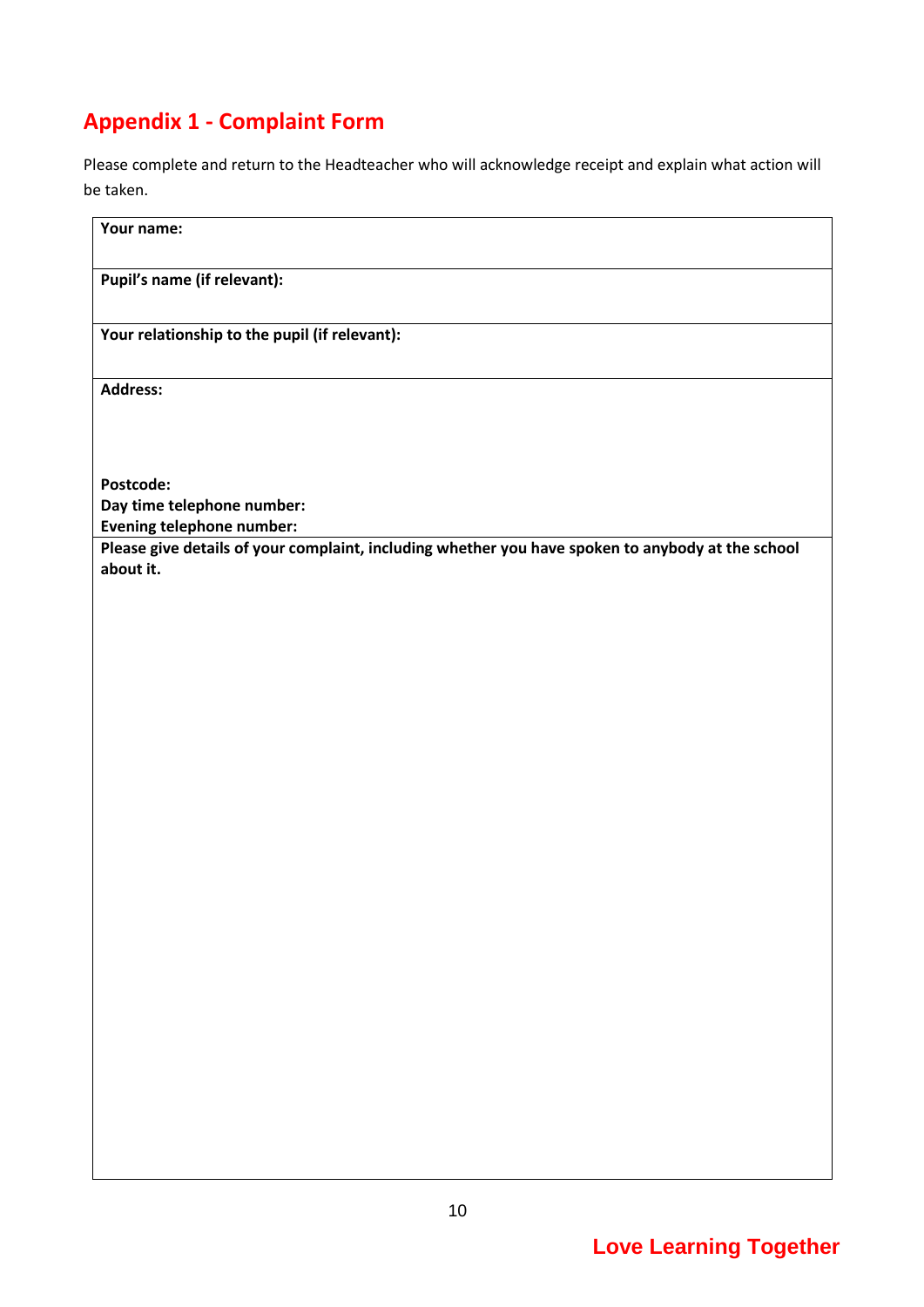## Appendix 1 - Complaint Form

Please complete and return to the Headteacher who will acknowledge receipt and explain what action will be taken.

| **Your name:** |
|---|
| **Pupil's name (if relevant):** |
| **Your relationship to the pupil (if relevant):** |
| **Address:**<br><br><br>**Postcode:**<br>**Day time telephone number:**<br>**Evening telephone number:** |
| **Please give details of your complaint, including whether you have spoken to anybody at the school about it.** |

**Love Learning Together**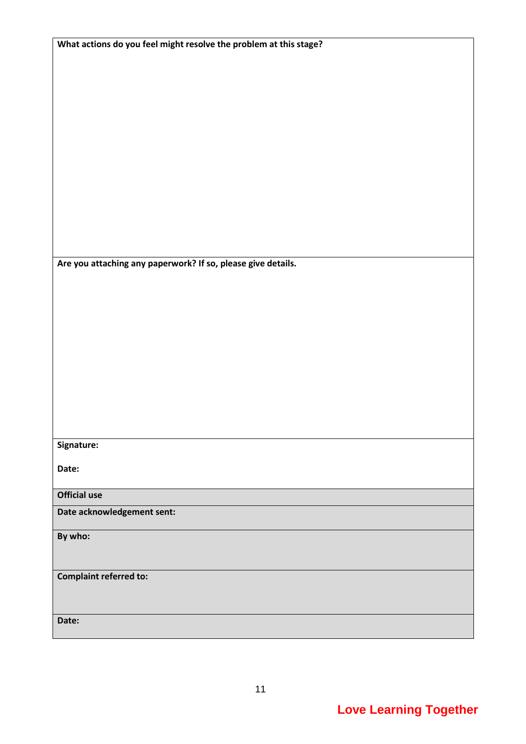| What actions do you feel might resolve the problem at this stage? |
| --- |
| |
| **Are you attaching any paperwork? If so, please give details.** |
| |
| **Signature:**<br><br>**Date:** |
| **Official use** |
| **Date acknowledgement sent:** |
| **By who:** |
| **Complaint referred to:** |
| **Date:** |

**Love Learning Together**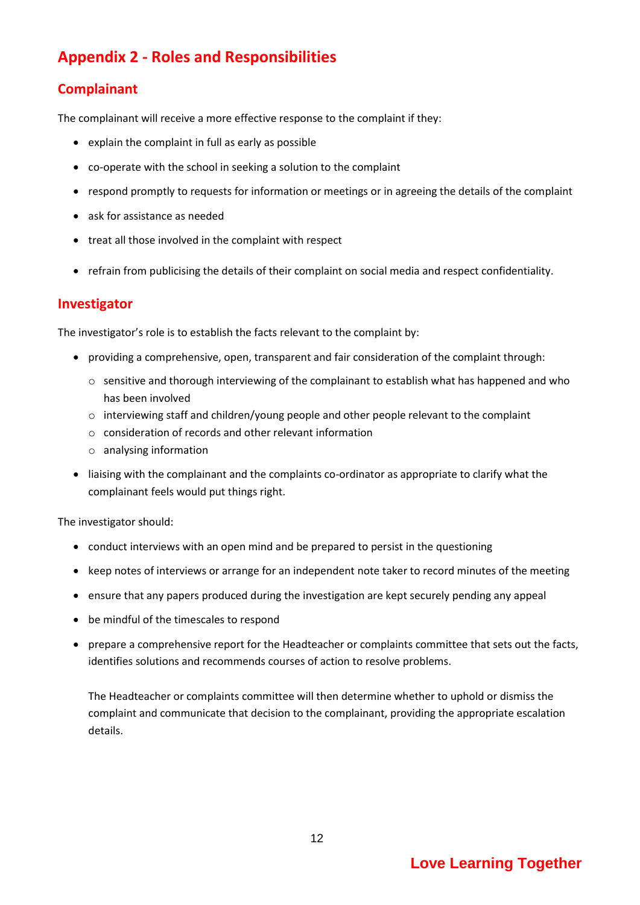## Appendix 2 - Roles and Responsibilities

### Complainant

The complainant will receive a more effective response to the complaint if they:

- explain the complaint in full as early as possible
- co-operate with the school in seeking a solution to the complaint
- respond promptly to requests for information or meetings or in agreeing the details of the complaint
- ask for assistance as needed
- treat all those involved in the complaint with respect
- refrain from publicising the details of their complaint on social media and respect confidentiality.

### Investigator

The investigator's role is to establish the facts relevant to the complaint by:

- providing a comprehensive, open, transparent and fair consideration of the complaint through:
  - sensitive and thorough interviewing of the complainant to establish what has happened and who has been involved
  - interviewing staff and children/young people and other people relevant to the complaint
  - consideration of records and other relevant information
  - analysing information
- liaising with the complainant and the complaints co-ordinator as appropriate to clarify what the complainant feels would put things right.

The investigator should:

- conduct interviews with an open mind and be prepared to persist in the questioning
- keep notes of interviews or arrange for an independent note taker to record minutes of the meeting
- ensure that any papers produced during the investigation are kept securely pending any appeal
- be mindful of the timescales to respond
- prepare a comprehensive report for the Headteacher or complaints committee that sets out the facts, identifies solutions and recommends courses of action to resolve problems.

  The Headteacher or complaints committee will then determine whether to uphold or dismiss the complaint and communicate that decision to the complainant, providing the appropriate escalation details.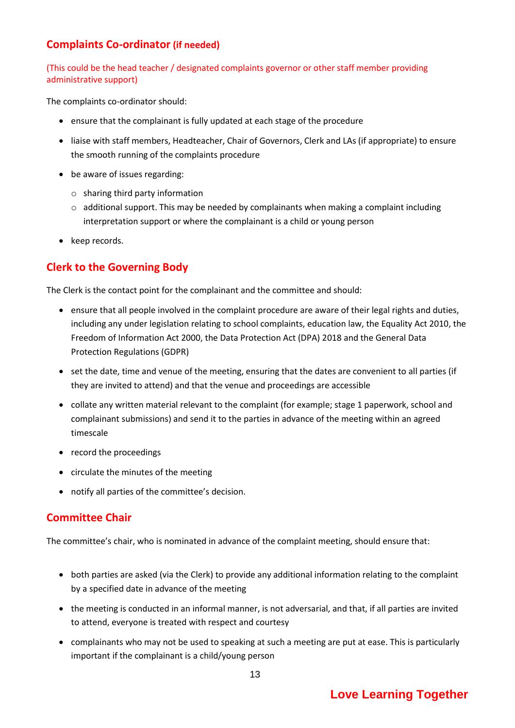## Complaints Co-ordinator (if needed)

(This could be the head teacher / designated complaints governor or other staff member providing administrative support)

The complaints co-ordinator should:

- ensure that the complainant is fully updated at each stage of the procedure
- liaise with staff members, Headteacher, Chair of Governors, Clerk and LAs (if appropriate) to ensure the smooth running of the complaints procedure
- be aware of issues regarding:
  - sharing third party information
  - additional support. This may be needed by complainants when making a complaint including interpretation support or where the complainant is a child or young person
- keep records.

## Clerk to the Governing Body

The Clerk is the contact point for the complainant and the committee and should:

- ensure that all people involved in the complaint procedure are aware of their legal rights and duties, including any under legislation relating to school complaints, education law, the Equality Act 2010, the Freedom of Information Act 2000, the Data Protection Act (DPA) 2018 and the General Data Protection Regulations (GDPR)
- set the date, time and venue of the meeting, ensuring that the dates are convenient to all parties (if they are invited to attend) and that the venue and proceedings are accessible
- collate any written material relevant to the complaint (for example; stage 1 paperwork, school and complainant submissions) and send it to the parties in advance of the meeting within an agreed timescale
- record the proceedings
- circulate the minutes of the meeting
- notify all parties of the committee's decision.

## Committee Chair

The committee's chair, who is nominated in advance of the complaint meeting, should ensure that:

- both parties are asked (via the Clerk) to provide any additional information relating to the complaint by a specified date in advance of the meeting
- the meeting is conducted in an informal manner, is not adversarial, and that, if all parties are invited to attend, everyone is treated with respect and courtesy
- complainants who may not be used to speaking at such a meeting are put at ease. This is particularly important if the complainant is a child/young person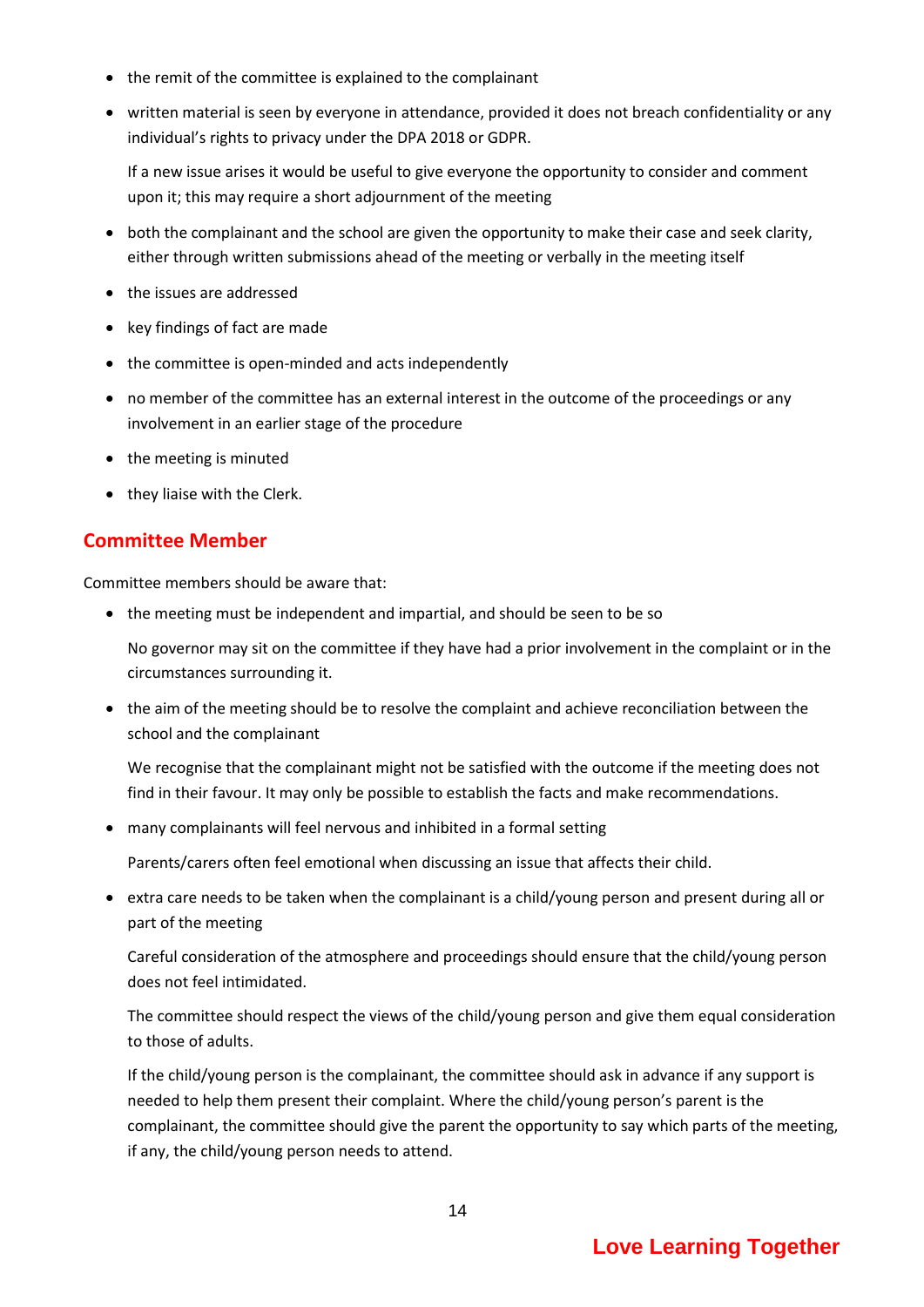- the remit of the committee is explained to the complainant
- written material is seen by everyone in attendance, provided it does not breach confidentiality or any individual's rights to privacy under the DPA 2018 or GDPR.

  If a new issue arises it would be useful to give everyone the opportunity to consider and comment upon it; this may require a short adjournment of the meeting
- both the complainant and the school are given the opportunity to make their case and seek clarity, either through written submissions ahead of the meeting or verbally in the meeting itself
- the issues are addressed
- key findings of fact are made
- the committee is open-minded and acts independently
- no member of the committee has an external interest in the outcome of the proceedings or any involvement in an earlier stage of the procedure
- the meeting is minuted
- they liaise with the Clerk.

## Committee Member

Committee members should be aware that:

- the meeting must be independent and impartial, and should be seen to be so

  No governor may sit on the committee if they have had a prior involvement in the complaint or in the circumstances surrounding it.
- the aim of the meeting should be to resolve the complaint and achieve reconciliation between the school and the complainant

  We recognise that the complainant might not be satisfied with the outcome if the meeting does not find in their favour. It may only be possible to establish the facts and make recommendations.
- many complainants will feel nervous and inhibited in a formal setting

  Parents/carers often feel emotional when discussing an issue that affects their child.
- extra care needs to be taken when the complainant is a child/young person and present during all or part of the meeting

  Careful consideration of the atmosphere and proceedings should ensure that the child/young person does not feel intimidated.

  The committee should respect the views of the child/young person and give them equal consideration to those of adults.

  If the child/young person is the complainant, the committee should ask in advance if any support is needed to help them present their complaint. Where the child/young person's parent is the complainant, the committee should give the parent the opportunity to say which parts of the meeting, if any, the child/young person needs to attend.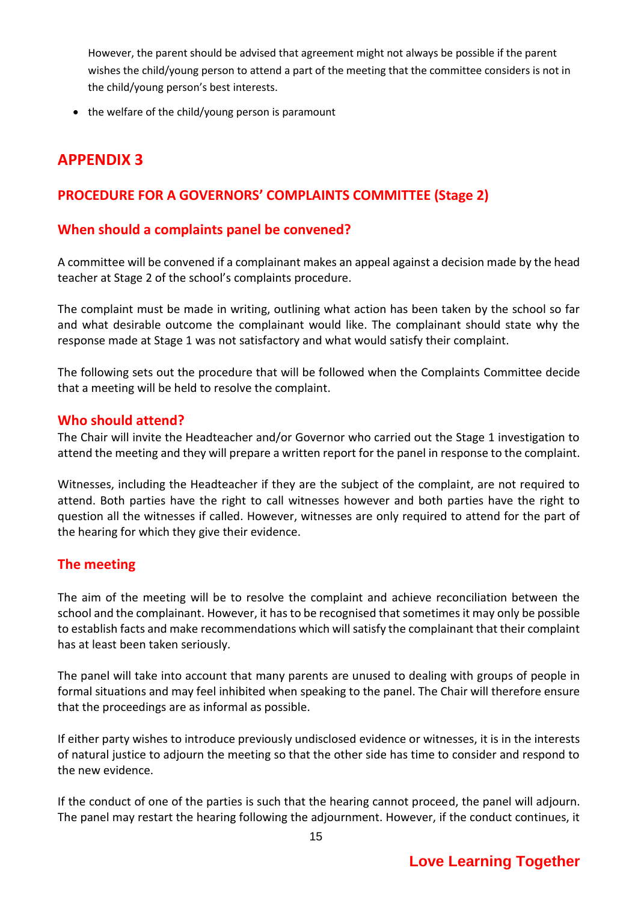However, the parent should be advised that agreement might not always be possible if the parent wishes the child/young person to attend a part of the meeting that the committee considers is not in the child/young person's best interests.

- the welfare of the child/young person is paramount

# APPENDIX 3

## PROCEDURE FOR A GOVERNORS' COMPLAINTS COMMITTEE (Stage 2)

### When should a complaints panel be convened?

A committee will be convened if a complainant makes an appeal against a decision made by the head teacher at Stage 2 of the school's complaints procedure.

The complaint must be made in writing, outlining what action has been taken by the school so far and what desirable outcome the complainant would like. The complainant should state why the response made at Stage 1 was not satisfactory and what would satisfy their complaint.

The following sets out the procedure that will be followed when the Complaints Committee decide that a meeting will be held to resolve the complaint.

### Who should attend?

The Chair will invite the Headteacher and/or Governor who carried out the Stage 1 investigation to attend the meeting and they will prepare a written report for the panel in response to the complaint.

Witnesses, including the Headteacher if they are the subject of the complaint, are not required to attend. Both parties have the right to call witnesses however and both parties have the right to question all the witnesses if called. However, witnesses are only required to attend for the part of the hearing for which they give their evidence.

### The meeting

The aim of the meeting will be to resolve the complaint and achieve reconciliation between the school and the complainant. However, it has to be recognised that sometimes it may only be possible to establish facts and make recommendations which will satisfy the complainant that their complaint has at least been taken seriously.

The panel will take into account that many parents are unused to dealing with groups of people in formal situations and may feel inhibited when speaking to the panel. The Chair will therefore ensure that the proceedings are as informal as possible.

If either party wishes to introduce previously undisclosed evidence or witnesses, it is in the interests of natural justice to adjourn the meeting so that the other side has time to consider and respond to the new evidence.

If the conduct of one of the parties is such that the hearing cannot proceed, the panel will adjourn. The panel may restart the hearing following the adjournment. However, if the conduct continues, it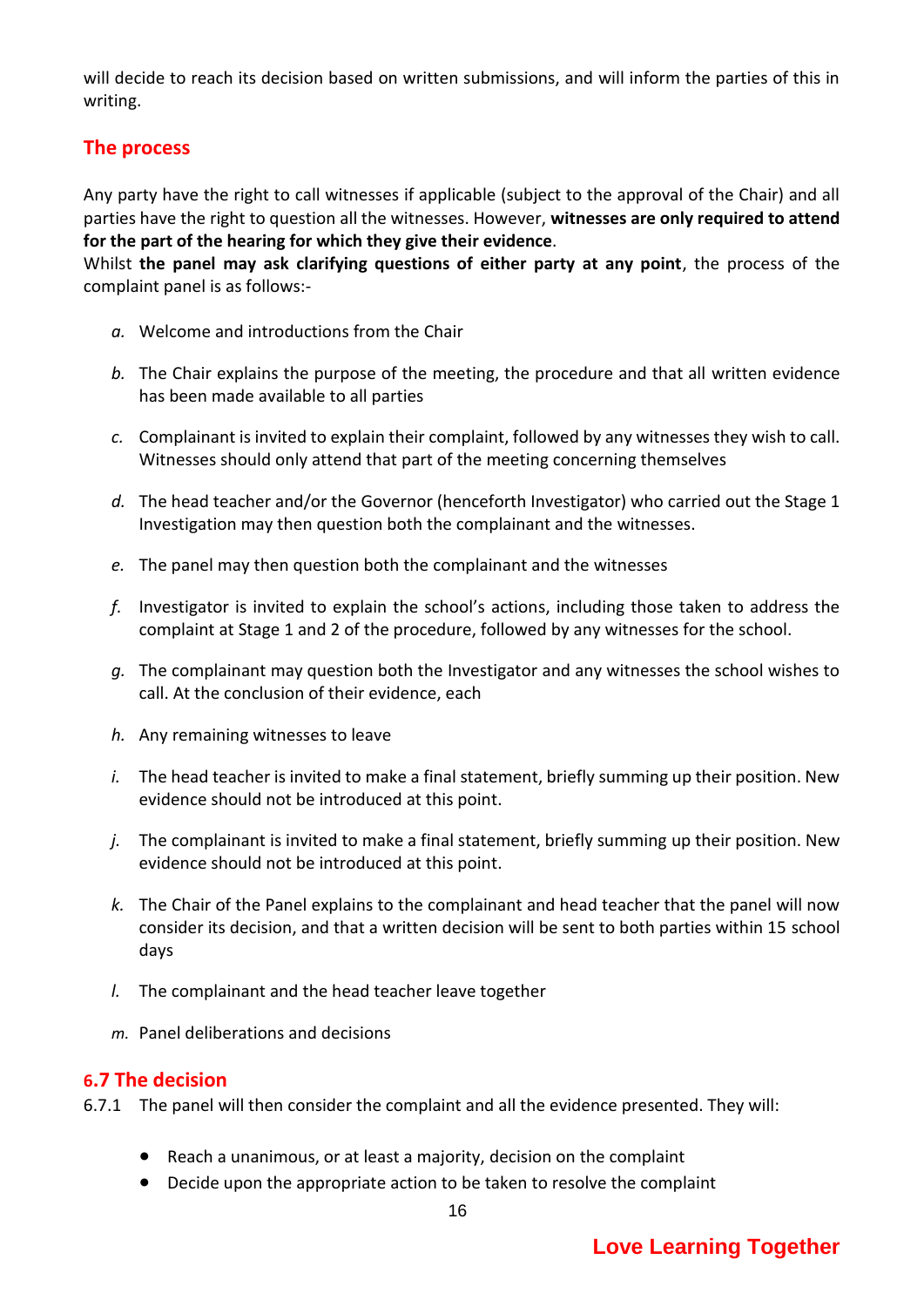will decide to reach its decision based on written submissions, and will inform the parties of this in writing.

## The process

Any party have the right to call witnesses if applicable (subject to the approval of the Chair) and all parties have the right to question all the witnesses. However, **witnesses are only required to attend for the part of the hearing for which they give their evidence**.
Whilst **the panel may ask clarifying questions of either party at any point**, the process of the complaint panel is as follows:-

*a.* Welcome and introductions from the Chair

*b.* The Chair explains the purpose of the meeting, the procedure and that all written evidence has been made available to all parties

*c.* Complainant is invited to explain their complaint, followed by any witnesses they wish to call. Witnesses should only attend that part of the meeting concerning themselves

*d.* The head teacher and/or the Governor (henceforth Investigator) who carried out the Stage 1 Investigation may then question both the complainant and the witnesses.

*e.* The panel may then question both the complainant and the witnesses

*f.* Investigator is invited to explain the school's actions, including those taken to address the complaint at Stage 1 and 2 of the procedure, followed by any witnesses for the school.

*g.* The complainant may question both the Investigator and any witnesses the school wishes to call. At the conclusion of their evidence, each

*h.* Any remaining witnesses to leave

*i.* The head teacher is invited to make a final statement, briefly summing up their position. New evidence should not be introduced at this point.

*j.* The complainant is invited to make a final statement, briefly summing up their position. New evidence should not be introduced at this point.

*k.* The Chair of the Panel explains to the complainant and head teacher that the panel will now consider its decision, and that a written decision will be sent to both parties within 15 school days

*l.* The complainant and the head teacher leave together

*m.* Panel deliberations and decisions

## 6.7 The decision

6.7.1 The panel will then consider the complaint and all the evidence presented. They will:

- Reach a unanimous, or at least a majority, decision on the complaint
- Decide upon the appropriate action to be taken to resolve the complaint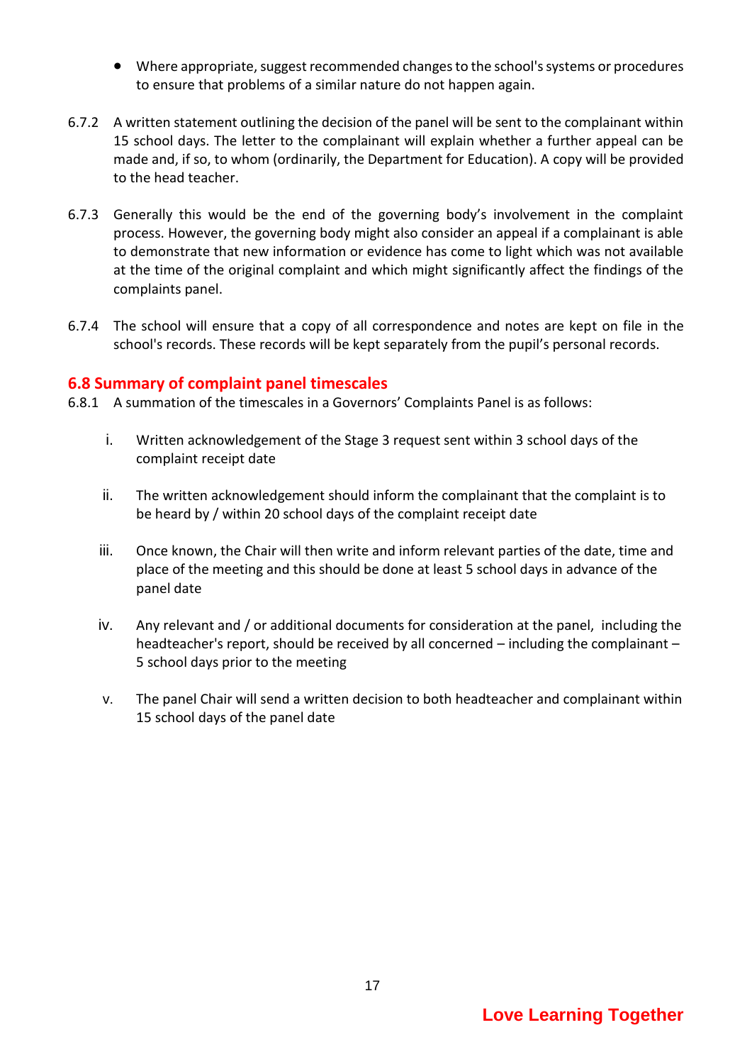- Where appropriate, suggest recommended changes to the school's systems or procedures to ensure that problems of a similar nature do not happen again.

6.7.2 A written statement outlining the decision of the panel will be sent to the complainant within 15 school days. The letter to the complainant will explain whether a further appeal can be made and, if so, to whom (ordinarily, the Department for Education). A copy will be provided to the head teacher.

6.7.3 Generally this would be the end of the governing body's involvement in the complaint process. However, the governing body might also consider an appeal if a complainant is able to demonstrate that new information or evidence has come to light which was not available at the time of the original complaint and which might significantly affect the findings of the complaints panel.

6.7.4 The school will ensure that a copy of all correspondence and notes are kept on file in the school's records. These records will be kept separately from the pupil's personal records.

## 6.8 Summary of complaint panel timescales

6.8.1 A summation of the timescales in a Governors' Complaints Panel is as follows:

i. Written acknowledgement of the Stage 3 request sent within 3 school days of the complaint receipt date

ii. The written acknowledgement should inform the complainant that the complaint is to be heard by / within 20 school days of the complaint receipt date

iii. Once known, the Chair will then write and inform relevant parties of the date, time and place of the meeting and this should be done at least 5 school days in advance of the panel date

iv. Any relevant and / or additional documents for consideration at the panel, including the headteacher's report, should be received by all concerned – including the complainant – 5 school days prior to the meeting

v. The panel Chair will send a written decision to both headteacher and complainant within 15 school days of the panel date